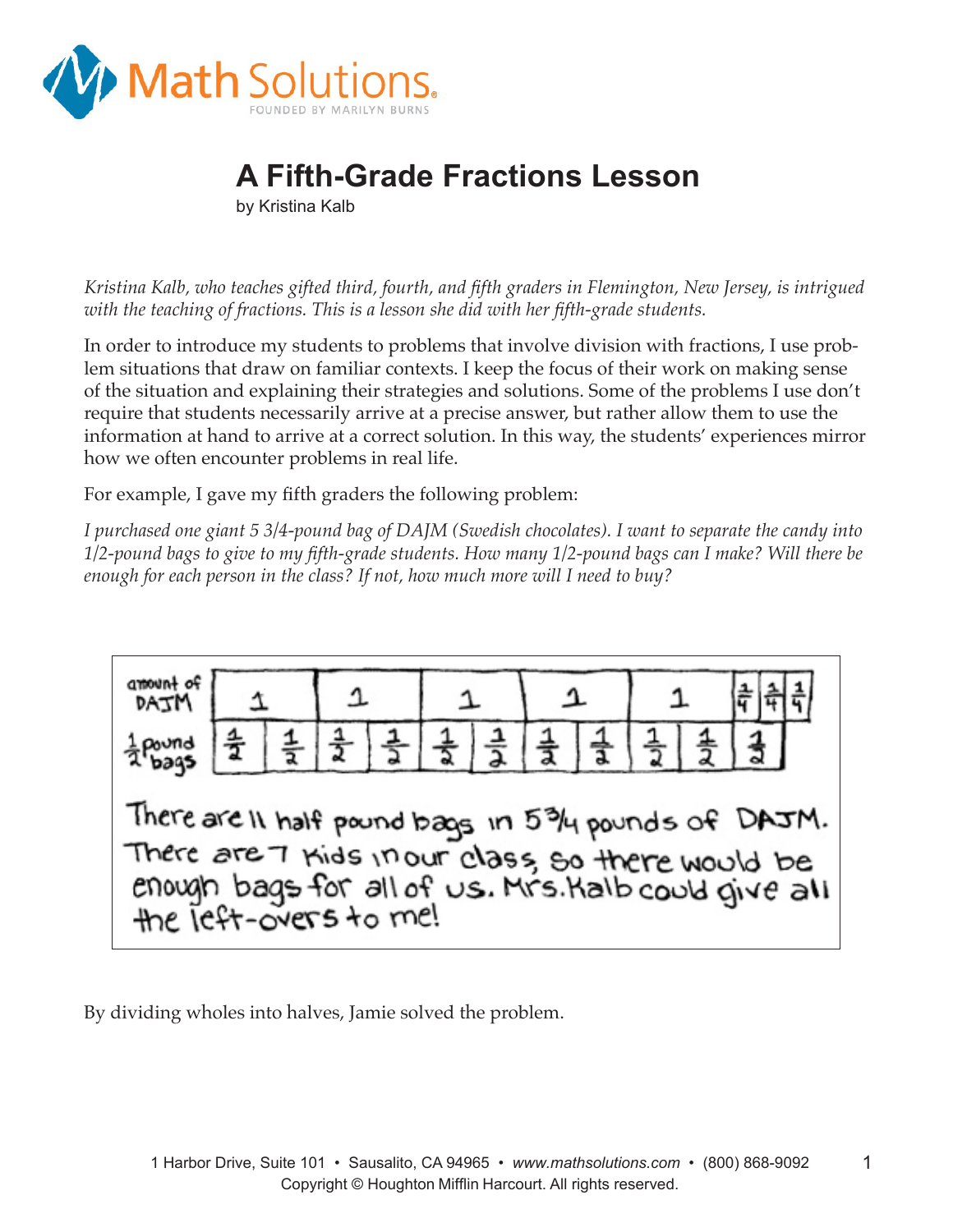# A Fifth-Grade Fractions Lesson

by Kristina Kalb

*Kristina Kalb, who teaches gifted third, fourth, and fifth graders in Flemington, New Jersey, is intrigued with the teaching of fractions. This is a lesson she did with her fifth-grade students.*

In order to introduce my students to problems that involve division with fractions, I use problem situations that draw on familiar contexts. I keep the focus of their work on making sense of the situation and explaining their strategies and solutions. Some of the problems I use don't require that students necessarily arrive at a precise answer, but rather allow them to use the information at hand to arrive at a correct solution. In this way, the students' experiences mirror how we often encounter problems in real life.

For example, I gave my fifth graders the following problem:

*I purchased one giant 5 3/4-pound bag of DAJM (Swedish chocolates). I want to separate the candy into 1/2-pound bags to give to my fifth-grade students. How many 1/2-pound bags can I make? Will there be enough for each person in the class? If not, how much more will I need to buy?*

| amount of DAJM | 1 | | 1 | | 1 | | 1 | | 1 | | $\frac{1}{4}$ $\frac{1}{4}$ $\frac{1}{4}$ |
|---|---|---|---|---|---|---|---|---|---|---|---|
| $\frac{1}{2}$ pound bags | $\frac{1}{2}$ | $\frac{1}{2}$ | $\frac{1}{2}$ | $\frac{1}{2}$ | $\frac{1}{2}$ | $\frac{1}{2}$ | $\frac{1}{2}$ | $\frac{1}{2}$ | $\frac{1}{2}$ | $\frac{1}{2}$ | $\frac{1}{2}$ |

There are 11 half pound bags in 5 3/4 pounds of DAJM. There are 7 kids in our class, so there would be enough bags for all of us. Mrs. Kalb could give all the left-overs to me!

By dividing wholes into halves, Jamie solved the problem.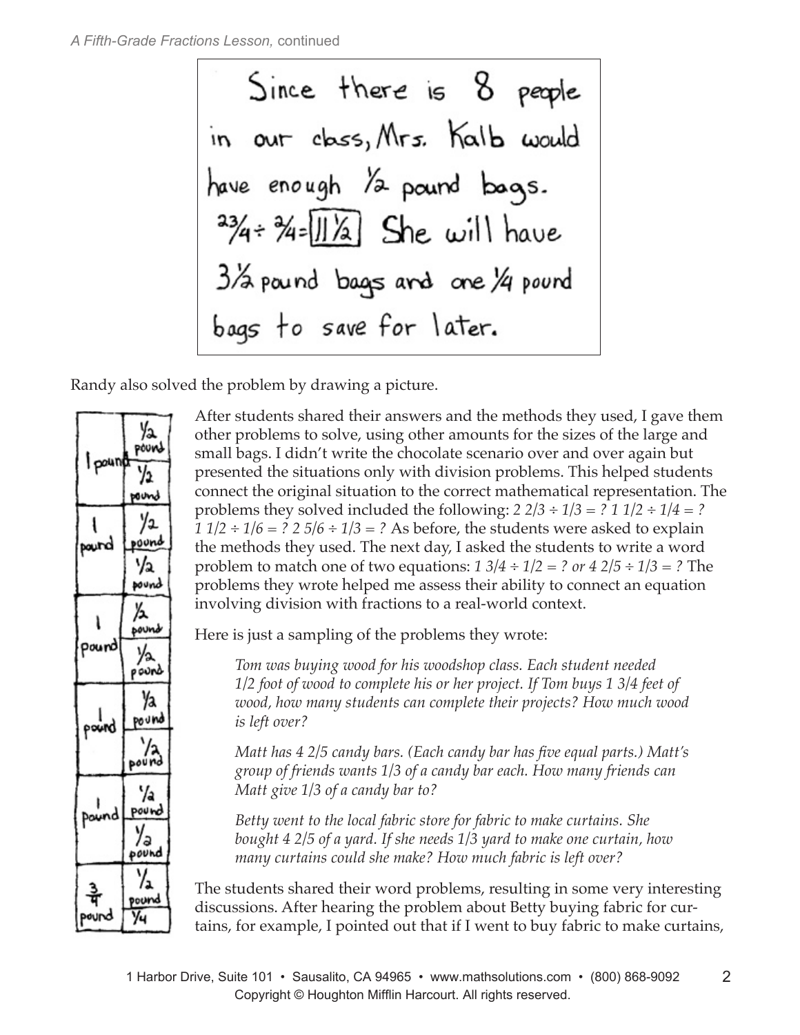Since there is 8 people in our class, Mrs. Kalb would have enough $\frac{1}{2}$ pound bags. $\frac{23}{4} \div \frac{2}{4} = \boxed{11\frac{1}{2}}$ She will have $3\frac{1}{2}$ pound bags and one $\frac{1}{4}$ pound bags to save for later.

Randy also solved the problem by drawing a picture.

| | |
|---|---|
| 1 pound | 1/2 pound |
| | 1/2 pound |
| 1 pound | 1/2 pound |
| | 1/2 pound |
| 1 pound | 1/2 pound |
| | 1/2 pound |
| 1 pound | 1/2 pound |
| | 1/2 pound |
| 1 pound | 1/2 pound |
| | 1/2 pound |
| 3/4 pound | 1/2 pound |
| | 1/4 |

After students shared their answers and the methods they used, I gave them other problems to solve, using other amounts for the sizes of the large and small bags. I didn't write the chocolate scenario over and over again but presented the situations only with division problems. This helped students connect the original situation to the correct mathematical representation. The problems they solved included the following: $2\ 2/3 \div 1/3 = ?$ $1\ 1/2 \div 1/4 = ?$ $1\ 1/2 \div 1/6 = ?$ $2\ 5/6 \div 1/3 = ?$ As before, the students were asked to explain the methods they used. The next day, I asked the students to write a word problem to match one of two equations: $1\ 3/4 \div 1/2 = ?$ *or* $4\ 2/5 \div 1/3 = ?$ The problems they wrote helped me assess their ability to connect an equation involving division with fractions to a real-world context.

Here is just a sampling of the problems they wrote:

> *Tom was buying wood for his woodshop class. Each student needed 1/2 foot of wood to complete his or her project. If Tom buys 1 3/4 feet of wood, how many students can complete their projects? How much wood is left over?*
>
> *Matt has 4 2/5 candy bars. (Each candy bar has five equal parts.) Matt's group of friends wants 1/3 of a candy bar each. How many friends can Matt give 1/3 of a candy bar to?*
>
> *Betty went to the local fabric store for fabric to make curtains. She bought 4 2/5 of a yard. If she needs 1/3 yard to make one curtain, how many curtains could she make? How much fabric is left over?*

The students shared their word problems, resulting in some very interesting discussions. After hearing the problem about Betty buying fabric for curtains, for example, I pointed out that if I went to buy fabric to make curtains,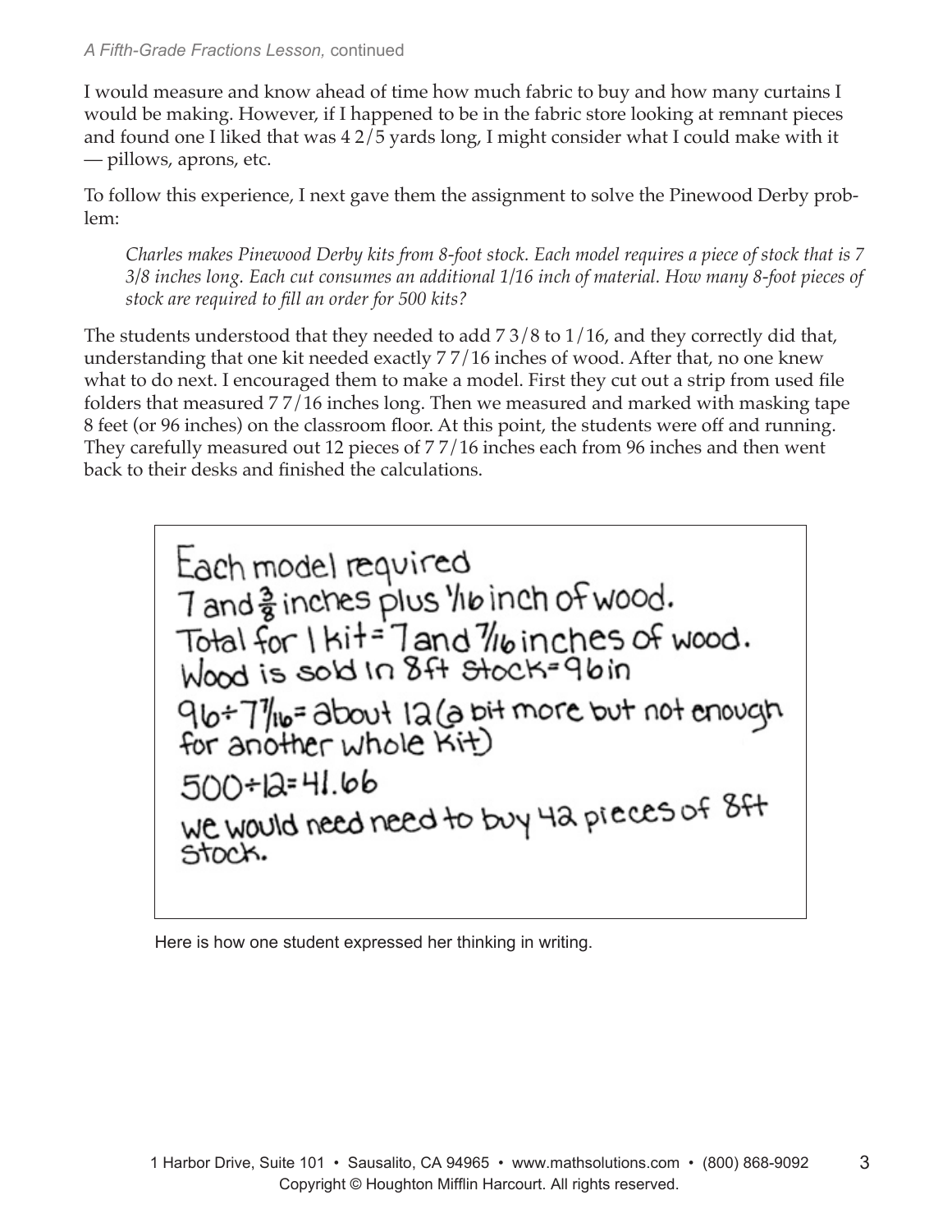I would measure and know ahead of time how much fabric to buy and how many curtains I would be making. However, if I happened to be in the fabric store looking at remnant pieces and found one I liked that was 4 2/5 yards long, I might consider what I could make with it — pillows, aprons, etc.

To follow this experience, I next gave them the assignment to solve the Pinewood Derby problem:

> *Charles makes Pinewood Derby kits from 8-foot stock. Each model requires a piece of stock that is 7 3/8 inches long. Each cut consumes an additional 1/16 inch of material. How many 8-foot pieces of stock are required to fill an order for 500 kits?*

The students understood that they needed to add 7 3/8 to 1/16, and they correctly did that, understanding that one kit needed exactly 7 7/16 inches of wood. After that, no one knew what to do next. I encouraged them to make a model. First they cut out a strip from used file folders that measured 7 7/16 inches long. Then we measured and marked with masking tape 8 feet (or 96 inches) on the classroom floor. At this point, the students were off and running. They carefully measured out 12 pieces of 7 7/16 inches each from 96 inches and then went back to their desks and finished the calculations.

Each model required
7 and $\frac{3}{8}$ inches plus $\frac{1}{16}$ inch of wood.
Total for 1 kit = 7 and $\frac{7}{16}$ inches of wood.
Wood is sold in 8ft stock = 96in
$96 \div 7\frac{7}{16}$ = about 12 (a bit more but not enough for another whole kit)
$500 \div 12 = 41.66$
we would need need to buy 42 pieces of 8ft stock.

Here is how one student expressed her thinking in writing.